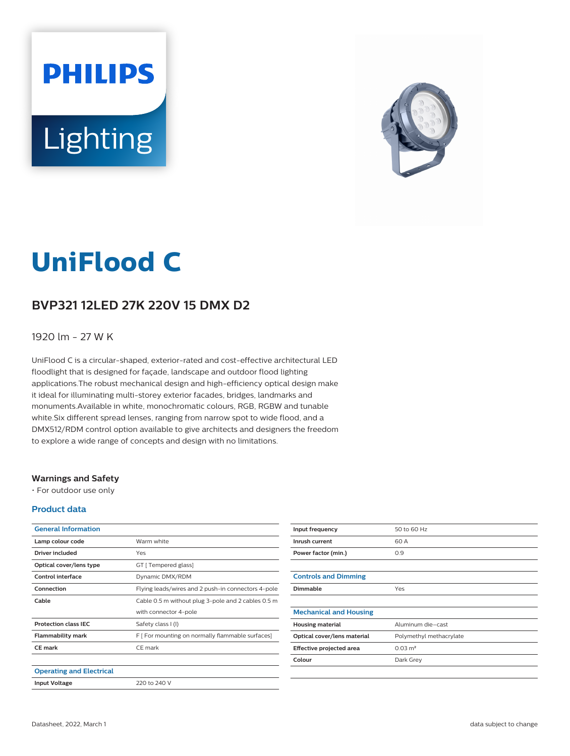# UniFlood C

## BVP321 12LED 27K 220V 15 DMX D2

1920 lm - 27 W K

UniFlood C is a circular-shaped, exterior-rated and cost-effective architectural LED floodlight that is designed for façade, landscape and outdoor flood lighting applications.The robust mechanical design and high-efficiency optical design make it ideal for illuminating multi-storey exterior facades, bridges, landmarks and monuments.Available in white, monochromatic colours, RGB, RGBW and tunable white.Six different spread lenses, ranging from narrow spot to wide flood, and a DMX512/RDM control option available to give architects and designers the freedom to explore a wide range of concepts and design with no limitations.

### Warnings and Safety

- For outdoor use only

### Product data

| General Information | |
|---|---|
| **Lamp colour code** | Warm white |
| **Driver included** | Yes |
| **Optical cover/lens type** | GT [ Tempered glass] |
| **Control interface** | Dynamic DMX/RDM |
| **Connection** | Flying leads/wires and 2 push-in connectors 4-pole |
| **Cable** | Cable 0.5 m without plug 3-pole and 2 cables 0.5 m with connector 4-pole |
| **Protection class IEC** | Safety class I (I) |
| **Flammability mark** | F [ For mounting on normally flammable surfaces] |
| **CE mark** | CE mark |

| Operating and Electrical | |
|---|---|
| **Input Voltage** | 220 to 240 V |
| **Input frequency** | 50 to 60 Hz |
| **Inrush current** | 60 A |
| **Power factor (min.)** | 0.9 |

| Controls and Dimming | |
|---|---|
| **Dimmable** | Yes |

| Mechanical and Housing | |
|---|---|
| **Housing material** | Aluminum die–cast |
| **Optical cover/lens material** | Polymethyl methacrylate |
| **Effective projected area** | 0.03 m² |
| **Colour** | Dark Grey |

Datasheet, 2022, March 1

data subject to change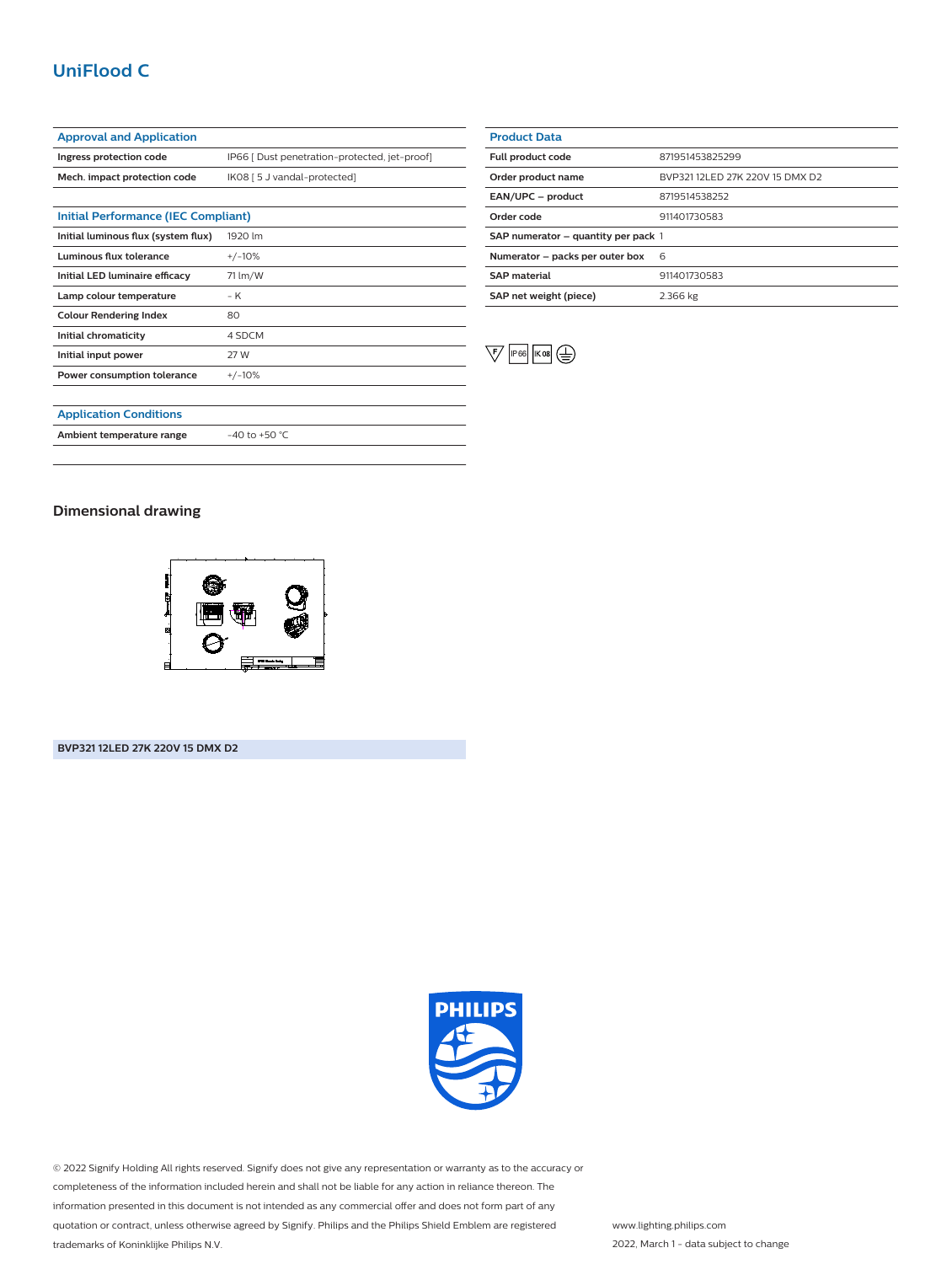# UniFlood C

| Approval and Application | |
|---|---|
| **Ingress protection code** | IP66 [ Dust penetration-protected, jet-proof] |
| **Mech. impact protection code** | IK08 [ 5 J vandal-protected] |

| Initial Performance (IEC Compliant) | |
|---|---|
| **Initial luminous flux (system flux)** | 1920 lm |
| **Luminous flux tolerance** | +/-10% |
| **Initial LED luminaire efficacy** | 71 lm/W |
| **Lamp colour temperature** | - K |
| **Colour Rendering Index** | 80 |
| **Initial chromaticity** | 4 SDCM |
| **Initial input power** | 27 W |
| **Power consumption tolerance** | +/-10% |

| Application Conditions | |
|---|---|
| **Ambient temperature range** | -40 to +50 °C |

| Product Data | |
|---|---|
| **Full product code** | 871951453825299 |
| **Order product name** | BVP321 12LED 27K 220V 15 DMX D2 |
| **EAN/UPC – product** | 8719514538252 |
| **Order code** | 911401730583 |
| **SAP numerator – quantity per pack** | 1 |
| **Numerator – packs per outer box** | 6 |
| **SAP material** | 911401730583 |
| **SAP net weight (piece)** | 2.366 kg |

F IP66 IK08

## Dimensional drawing

**BVP321 12LED 27K 220V 15 DMX D2**

© 2022 Signify Holding All rights reserved. Signify does not give any representation or warranty as to the accuracy or completeness of the information included herein and shall not be liable for any action in reliance thereon. The information presented in this document is not intended as any commercial offer and does not form part of any quotation or contract, unless otherwise agreed by Signify. Philips and the Philips Shield Emblem are registered trademarks of Koninklijke Philips N.V.

www.lighting.philips.com

2022, March 1 - data subject to change